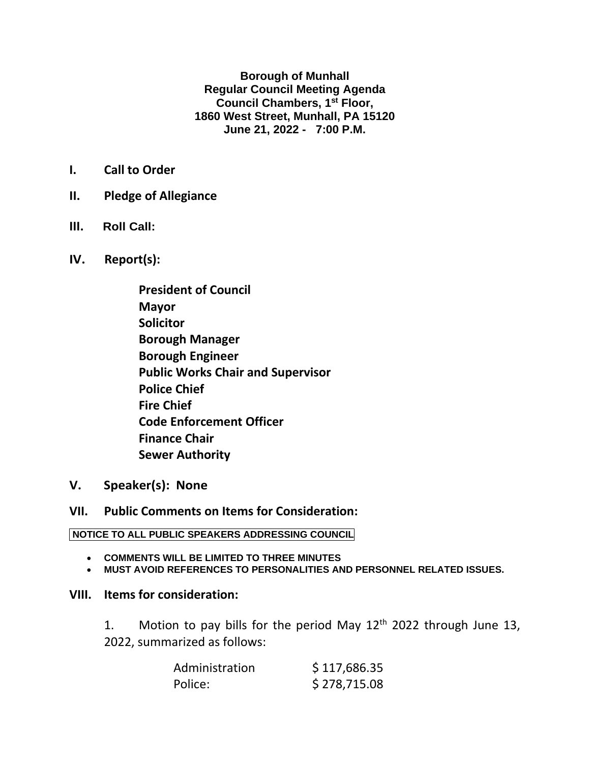**Borough of Munhall**
**Regular Council Meeting Agenda**
**Council Chambers, 1st Floor,**
**1860 West Street, Munhall, PA 15120**
**June 21, 2022 - 7:00 P.M.**

**I. Call to Order**

**II. Pledge of Allegiance**

**III. Roll Call:**

**IV. Report(s):**

**President of Council**
**Mayor**
**Solicitor**
**Borough Manager**
**Borough Engineer**
**Public Works Chair and Supervisor**
**Police Chief**
**Fire Chief**
**Code Enforcement Officer**
**Finance Chair**
**Sewer Authority**

**V. Speaker(s): None**

**VII. Public Comments on Items for Consideration:**

**NOTICE TO ALL PUBLIC SPEAKERS ADDRESSING COUNCIL**

- **COMMENTS WILL BE LIMITED TO THREE MINUTES**
- **MUST AVOID REFERENCES TO PERSONALITIES AND PERSONNEL RELATED ISSUES.**

**VIII. Items for consideration:**

1. Motion to pay bills for the period May 12th 2022 through June 13, 2022, summarized as follows:

| | |
|---|---|
| Administration | $ 117,686.35 |
| Police: | $ 278,715.08 |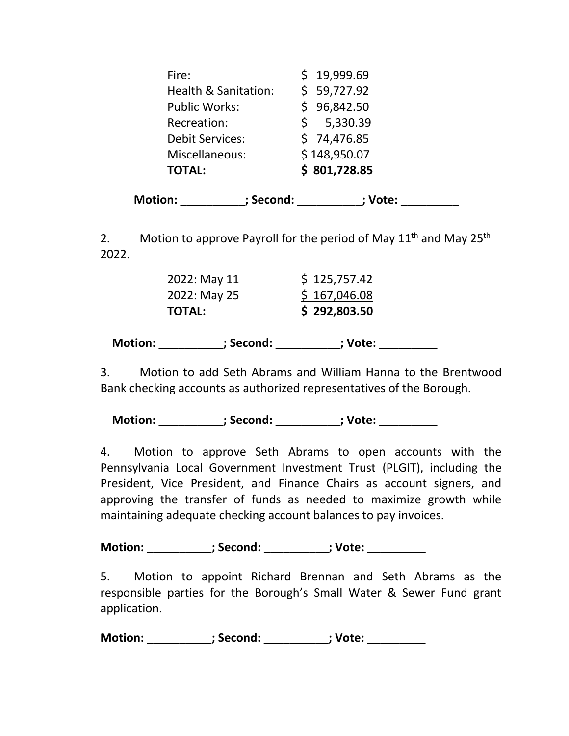| | |
|---|---|
| Fire: | $ 19,999.69 |
| Health & Sanitation: | $ 59,727.92 |
| Public Works: | $ 96,842.50 |
| Recreation: | $ 5,330.39 |
| Debit Services: | $ 74,476.85 |
| Miscellaneous: | $ 148,950.07 |
| **TOTAL:** | **$ 801,728.85** |

**Motion: __________; Second: __________; Vote: _________**

2. Motion to approve Payroll for the period of May 11th and May 25th 2022.

| | |
|---|---|
| 2022: May 11 | $ 125,757.42 |
| 2022: May 25 | $ 167,046.08 |
| **TOTAL:** | **$ 292,803.50** |

**Motion: __________; Second: __________; Vote: _________**

3. Motion to add Seth Abrams and William Hanna to the Brentwood Bank checking accounts as authorized representatives of the Borough.

**Motion: __________; Second: __________; Vote: _________**

4. Motion to approve Seth Abrams to open accounts with the Pennsylvania Local Government Investment Trust (PLGIT), including the President, Vice President, and Finance Chairs as account signers, and approving the transfer of funds as needed to maximize growth while maintaining adequate checking account balances to pay invoices.

**Motion: __________; Second: __________; Vote: _________**

5. Motion to appoint Richard Brennan and Seth Abrams as the responsible parties for the Borough's Small Water & Sewer Fund grant application.

**Motion: __________; Second: __________; Vote: _________**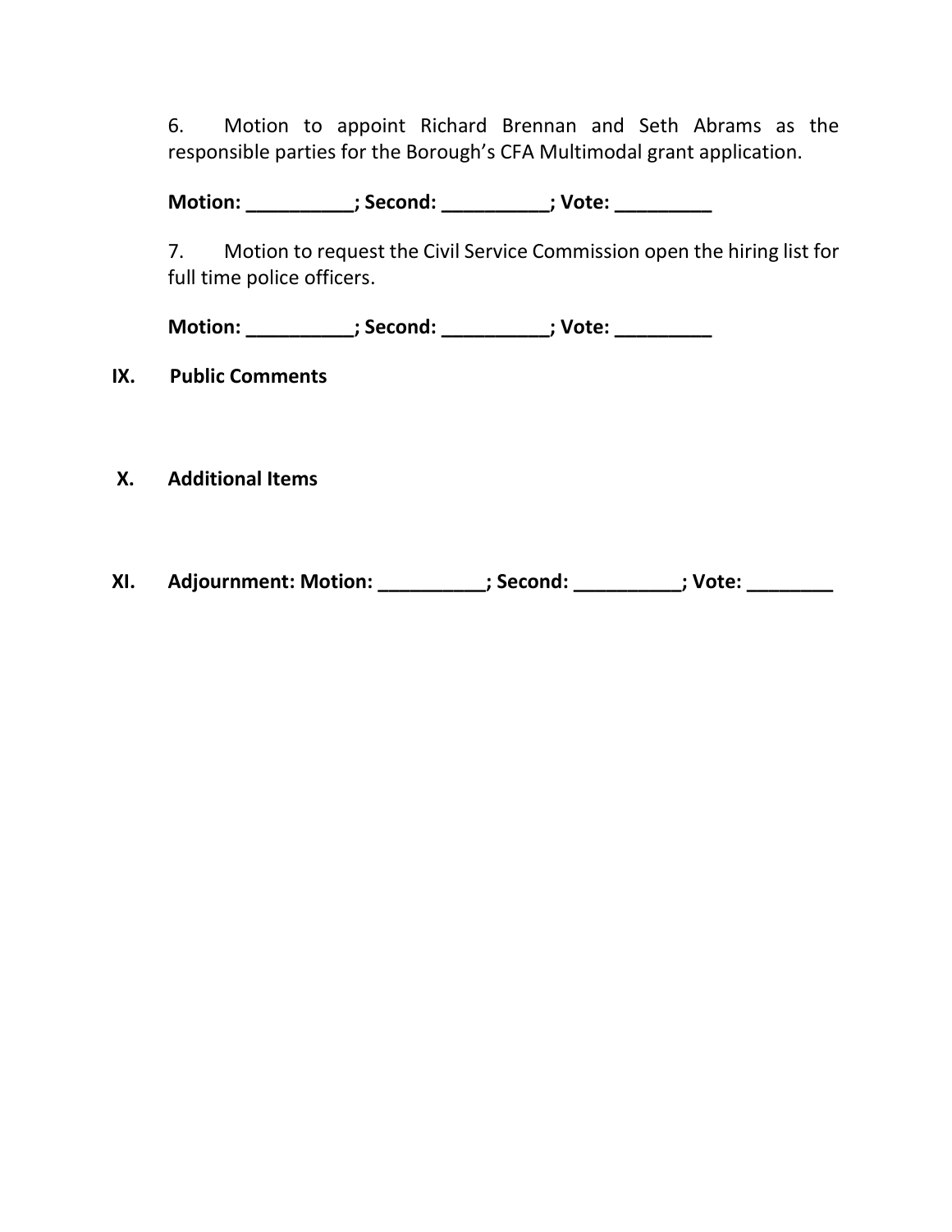6. Motion to appoint Richard Brennan and Seth Abrams as the responsible parties for the Borough's CFA Multimodal grant application.

**Motion: __________; Second: __________; Vote: _________**

7. Motion to request the Civil Service Commission open the hiring list for full time police officers.

**Motion: __________; Second: __________; Vote: _________**

## IX. Public Comments

## X. Additional Items

## XI. Adjournment: Motion: __________; Second: __________; Vote: ________